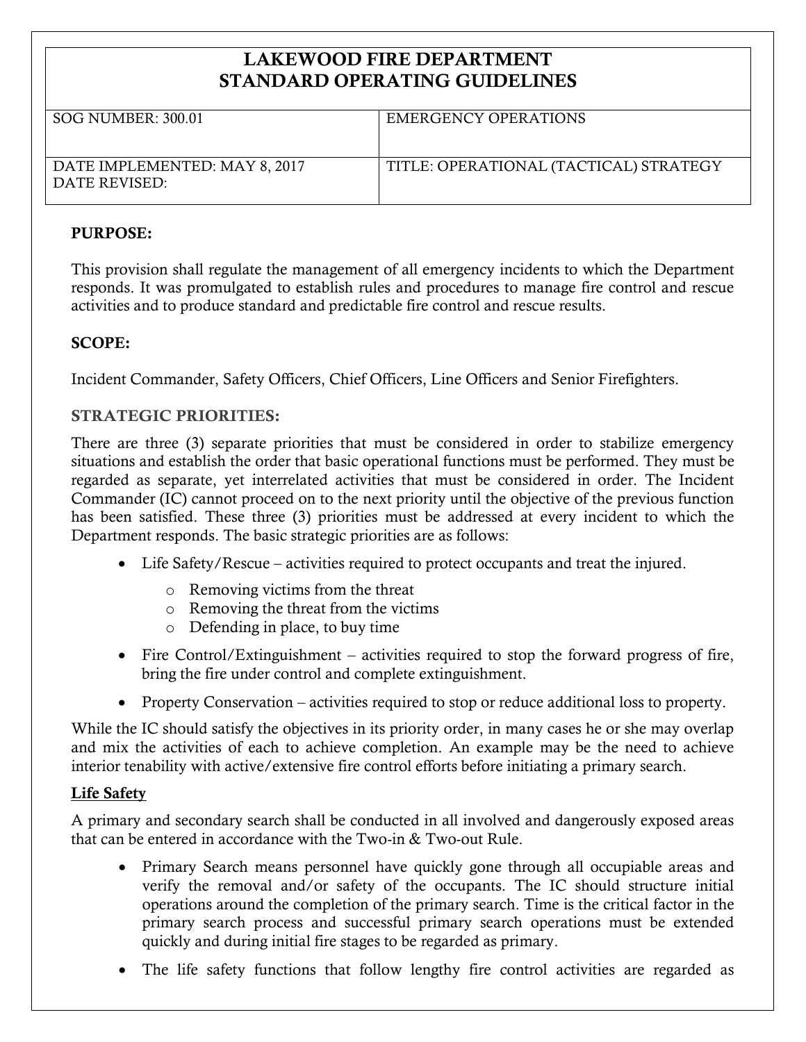| LAKEWOOD FIRE DEPARTMENT STANDARD OPERATING GUIDELINES | |
|---|---|
| SOG NUMBER: 300.01 | EMERGENCY OPERATIONS |
| DATE IMPLEMENTED: MAY 8, 2017<br>DATE REVISED: | TITLE: OPERATIONAL (TACTICAL) STRATEGY |

**PURPOSE:**

This provision shall regulate the management of all emergency incidents to which the Department responds. It was promulgated to establish rules and procedures to manage fire control and rescue activities and to produce standard and predictable fire control and rescue results.

**SCOPE:**

Incident Commander, Safety Officers, Chief Officers, Line Officers and Senior Firefighters.

**STRATEGIC PRIORITIES:**

There are three (3) separate priorities that must be considered in order to stabilize emergency situations and establish the order that basic operational functions must be performed. They must be regarded as separate, yet interrelated activities that must be considered in order. The Incident Commander (IC) cannot proceed on to the next priority until the objective of the previous function has been satisfied. These three (3) priorities must be addressed at every incident to which the Department responds. The basic strategic priorities are as follows:

- Life Safety/Rescue – activities required to protect occupants and treat the injured.
  - Removing victims from the threat
  - Removing the threat from the victims
  - Defending in place, to buy time
- Fire Control/Extinguishment – activities required to stop the forward progress of fire, bring the fire under control and complete extinguishment.
- Property Conservation – activities required to stop or reduce additional loss to property.

While the IC should satisfy the objectives in its priority order, in many cases he or she may overlap and mix the activities of each to achieve completion. An example may be the need to achieve interior tenability with active/extensive fire control efforts before initiating a primary search.

**Life Safety**

A primary and secondary search shall be conducted in all involved and dangerously exposed areas that can be entered in accordance with the Two-in & Two-out Rule.

- Primary Search means personnel have quickly gone through all occupiable areas and verify the removal and/or safety of the occupants. The IC should structure initial operations around the completion of the primary search. Time is the critical factor in the primary search process and successful primary search operations must be extended quickly and during initial fire stages to be regarded as primary.
- The life safety functions that follow lengthy fire control activities are regarded as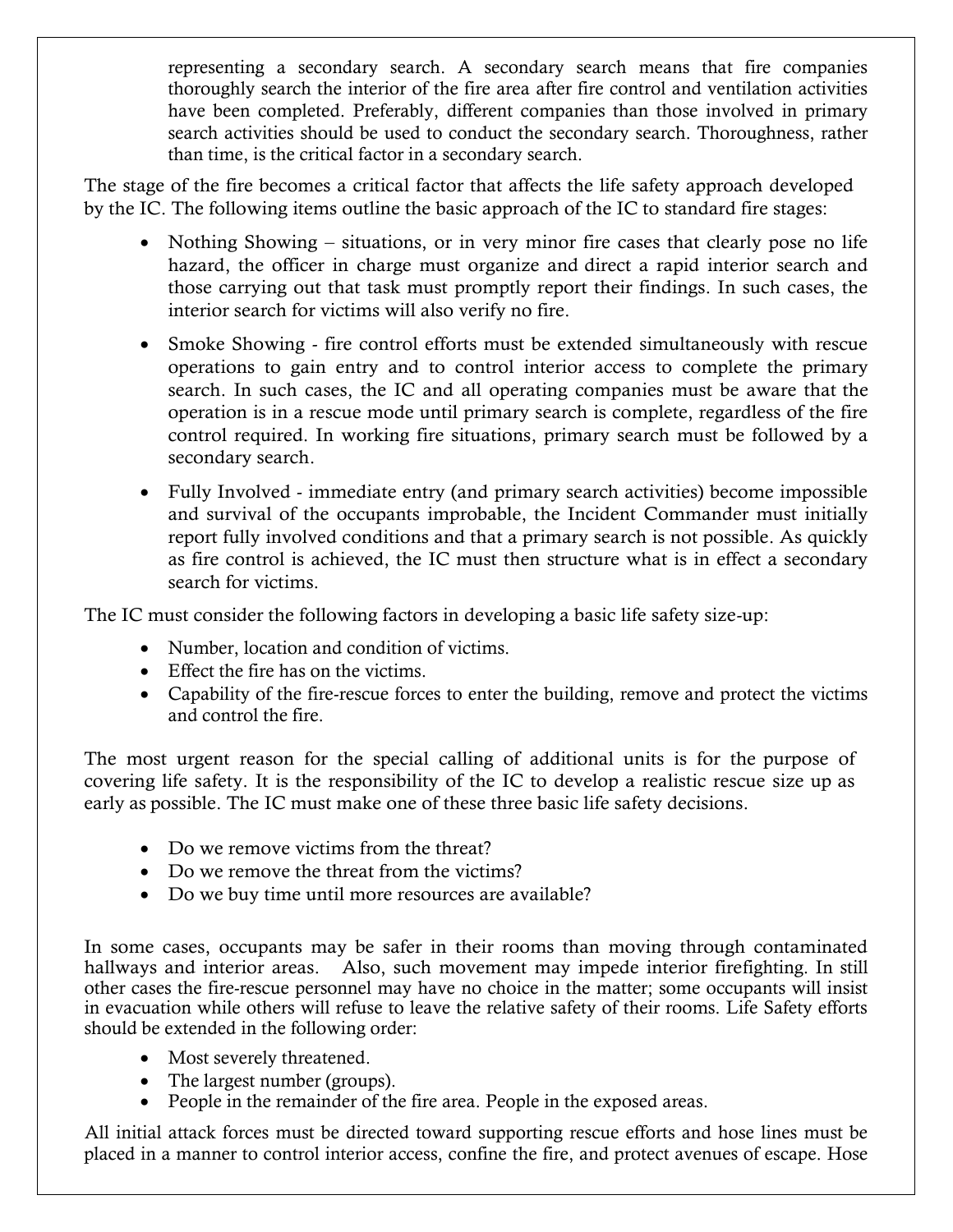representing a secondary search. A secondary search means that fire companies thoroughly search the interior of the fire area after fire control and ventilation activities have been completed. Preferably, different companies than those involved in primary search activities should be used to conduct the secondary search. Thoroughness, rather than time, is the critical factor in a secondary search.

The stage of the fire becomes a critical factor that affects the life safety approach developed by the IC. The following items outline the basic approach of the IC to standard fire stages:

- Nothing Showing – situations, or in very minor fire cases that clearly pose no life hazard, the officer in charge must organize and direct a rapid interior search and those carrying out that task must promptly report their findings. In such cases, the interior search for victims will also verify no fire.
- Smoke Showing - fire control efforts must be extended simultaneously with rescue operations to gain entry and to control interior access to complete the primary search. In such cases, the IC and all operating companies must be aware that the operation is in a rescue mode until primary search is complete, regardless of the fire control required. In working fire situations, primary search must be followed by a secondary search.
- Fully Involved - immediate entry (and primary search activities) become impossible and survival of the occupants improbable, the Incident Commander must initially report fully involved conditions and that a primary search is not possible. As quickly as fire control is achieved, the IC must then structure what is in effect a secondary search for victims.

The IC must consider the following factors in developing a basic life safety size-up:

- Number, location and condition of victims.
- Effect the fire has on the victims.
- Capability of the fire-rescue forces to enter the building, remove and protect the victims and control the fire.

The most urgent reason for the special calling of additional units is for the purpose of covering life safety. It is the responsibility of the IC to develop a realistic rescue size up as early as possible. The IC must make one of these three basic life safety decisions.

- Do we remove victims from the threat?
- Do we remove the threat from the victims?
- Do we buy time until more resources are available?

In some cases, occupants may be safer in their rooms than moving through contaminated hallways and interior areas. Also, such movement may impede interior firefighting. In still other cases the fire-rescue personnel may have no choice in the matter; some occupants will insist in evacuation while others will refuse to leave the relative safety of their rooms. Life Safety efforts should be extended in the following order:

- Most severely threatened.
- The largest number (groups).
- People in the remainder of the fire area. People in the exposed areas.

All initial attack forces must be directed toward supporting rescue efforts and hose lines must be placed in a manner to control interior access, confine the fire, and protect avenues of escape. Hose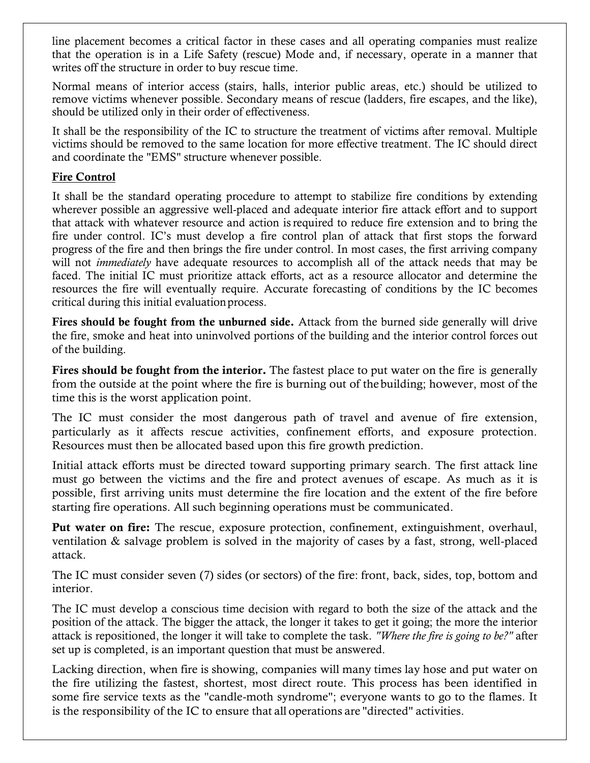line placement becomes a critical factor in these cases and all operating companies must realize that the operation is in a Life Safety (rescue) Mode and, if necessary, operate in a manner that writes off the structure in order to buy rescue time.

Normal means of interior access (stairs, halls, interior public areas, etc.) should be utilized to remove victims whenever possible. Secondary means of rescue (ladders, fire escapes, and the like), should be utilized only in their order of effectiveness.

It shall be the responsibility of the IC to structure the treatment of victims after removal. Multiple victims should be removed to the same location for more effective treatment. The IC should direct and coordinate the "EMS" structure whenever possible.

## Fire Control

It shall be the standard operating procedure to attempt to stabilize fire conditions by extending wherever possible an aggressive well-placed and adequate interior fire attack effort and to support that attack with whatever resource and action is required to reduce fire extension and to bring the fire under control. IC's must develop a fire control plan of attack that first stops the forward progress of the fire and then brings the fire under control. In most cases, the first arriving company will not *immediately* have adequate resources to accomplish all of the attack needs that may be faced. The initial IC must prioritize attack efforts, act as a resource allocator and determine the resources the fire will eventually require. Accurate forecasting of conditions by the IC becomes critical during this initial evaluation process.

**Fires should be fought from the unburned side.** Attack from the burned side generally will drive the fire, smoke and heat into uninvolved portions of the building and the interior control forces out of the building.

**Fires should be fought from the interior.** The fastest place to put water on the fire is generally from the outside at the point where the fire is burning out of the building; however, most of the time this is the worst application point.

The IC must consider the most dangerous path of travel and avenue of fire extension, particularly as it affects rescue activities, confinement efforts, and exposure protection. Resources must then be allocated based upon this fire growth prediction.

Initial attack efforts must be directed toward supporting primary search. The first attack line must go between the victims and the fire and protect avenues of escape. As much as it is possible, first arriving units must determine the fire location and the extent of the fire before starting fire operations. All such beginning operations must be communicated.

**Put water on fire:** The rescue, exposure protection, confinement, extinguishment, overhaul, ventilation & salvage problem is solved in the majority of cases by a fast, strong, well-placed attack.

The IC must consider seven (7) sides (or sectors) of the fire: front, back, sides, top, bottom and interior.

The IC must develop a conscious time decision with regard to both the size of the attack and the position of the attack. The bigger the attack, the longer it takes to get it going; the more the interior attack is repositioned, the longer it will take to complete the task. *"Where the fire is going to be?"* after set up is completed, is an important question that must be answered.

Lacking direction, when fire is showing, companies will many times lay hose and put water on the fire utilizing the fastest, shortest, most direct route. This process has been identified in some fire service texts as the "candle-moth syndrome"; everyone wants to go to the flames. It is the responsibility of the IC to ensure that all operations are "directed" activities.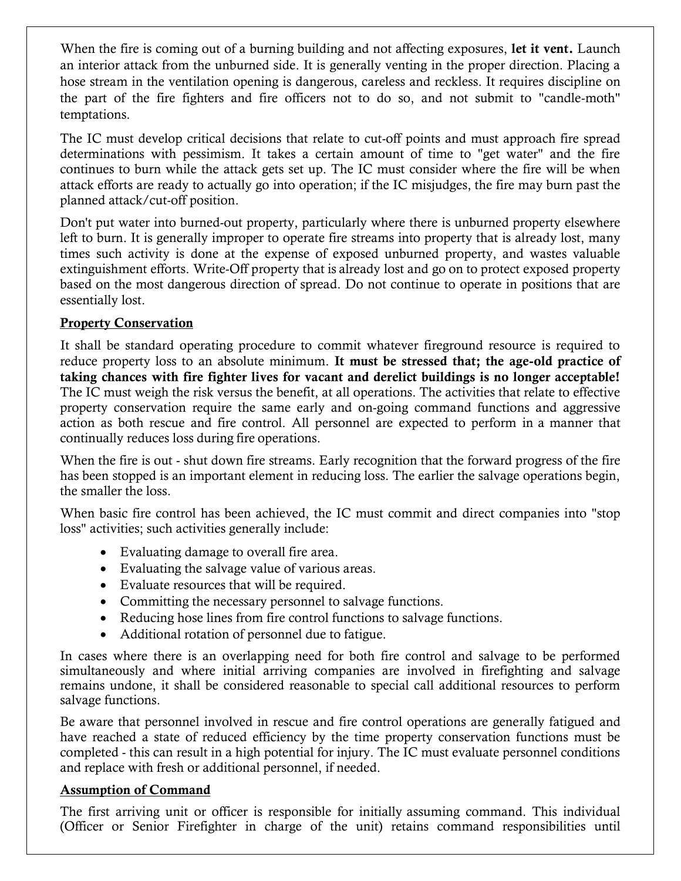When the fire is coming out of a burning building and not affecting exposures, **let it vent.** Launch an interior attack from the unburned side. It is generally venting in the proper direction. Placing a hose stream in the ventilation opening is dangerous, careless and reckless. It requires discipline on the part of the fire fighters and fire officers not to do so, and not submit to "candle-moth" temptations.

The IC must develop critical decisions that relate to cut-off points and must approach fire spread determinations with pessimism. It takes a certain amount of time to "get water" and the fire continues to burn while the attack gets set up. The IC must consider where the fire will be when attack efforts are ready to actually go into operation; if the IC misjudges, the fire may burn past the planned attack/cut-off position.

Don't put water into burned-out property, particularly where there is unburned property elsewhere left to burn. It is generally improper to operate fire streams into property that is already lost, many times such activity is done at the expense of exposed unburned property, and wastes valuable extinguishment efforts. Write-Off property that is already lost and go on to protect exposed property based on the most dangerous direction of spread. Do not continue to operate in positions that are essentially lost.

## Property Conservation

It shall be standard operating procedure to commit whatever fireground resource is required to reduce property loss to an absolute minimum. **It must be stressed that; the age-old practice of taking chances with fire fighter lives for vacant and derelict buildings is no longer acceptable!** The IC must weigh the risk versus the benefit, at all operations. The activities that relate to effective property conservation require the same early and on-going command functions and aggressive action as both rescue and fire control. All personnel are expected to perform in a manner that continually reduces loss during fire operations.

When the fire is out - shut down fire streams. Early recognition that the forward progress of the fire has been stopped is an important element in reducing loss. The earlier the salvage operations begin, the smaller the loss.

When basic fire control has been achieved, the IC must commit and direct companies into "stop loss" activities; such activities generally include:

- Evaluating damage to overall fire area.
- Evaluating the salvage value of various areas.
- Evaluate resources that will be required.
- Committing the necessary personnel to salvage functions.
- Reducing hose lines from fire control functions to salvage functions.
- Additional rotation of personnel due to fatigue.

In cases where there is an overlapping need for both fire control and salvage to be performed simultaneously and where initial arriving companies are involved in firefighting and salvage remains undone, it shall be considered reasonable to special call additional resources to perform salvage functions.

Be aware that personnel involved in rescue and fire control operations are generally fatigued and have reached a state of reduced efficiency by the time property conservation functions must be completed - this can result in a high potential for injury. The IC must evaluate personnel conditions and replace with fresh or additional personnel, if needed.

## Assumption of Command

The first arriving unit or officer is responsible for initially assuming command. This individual (Officer or Senior Firefighter in charge of the unit) retains command responsibilities until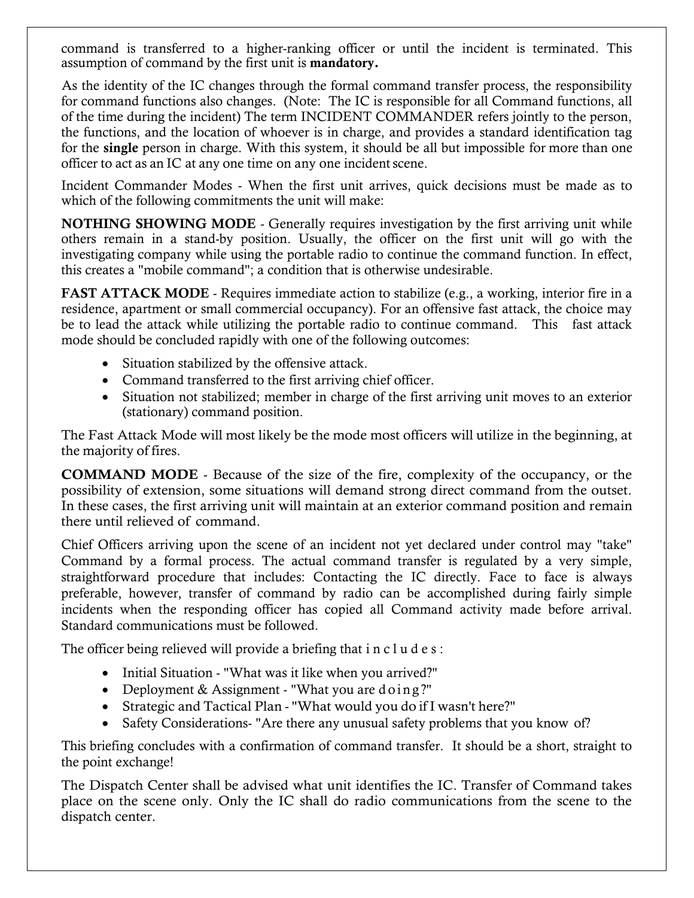command is transferred to a higher-ranking officer or until the incident is terminated. This assumption of command by the first unit is **mandatory.**

As the identity of the IC changes through the formal command transfer process, the responsibility for command functions also changes. (Note: The IC is responsible for all Command functions, all of the time during the incident) The term INCIDENT COMMANDER refers jointly to the person, the functions, and the location of whoever is in charge, and provides a standard identification tag for the **single** person in charge. With this system, it should be all but impossible for more than one officer to act as an IC at any one time on any one incident scene.

Incident Commander Modes - When the first unit arrives, quick decisions must be made as to which of the following commitments the unit will make:

**NOTHING SHOWING MODE** - Generally requires investigation by the first arriving unit while others remain in a stand-by position. Usually, the officer on the first unit will go with the investigating company while using the portable radio to continue the command function. In effect, this creates a "mobile command"; a condition that is otherwise undesirable.

**FAST ATTACK MODE** - Requires immediate action to stabilize (e.g., a working, interior fire in a residence, apartment or small commercial occupancy). For an offensive fast attack, the choice may be to lead the attack while utilizing the portable radio to continue command. This fast attack mode should be concluded rapidly with one of the following outcomes:

- Situation stabilized by the offensive attack.
- Command transferred to the first arriving chief officer.
- Situation not stabilized; member in charge of the first arriving unit moves to an exterior (stationary) command position.

The Fast Attack Mode will most likely be the mode most officers will utilize in the beginning, at the majority of fires.

**COMMAND MODE** - Because of the size of the fire, complexity of the occupancy, or the possibility of extension, some situations will demand strong direct command from the outset. In these cases, the first arriving unit will maintain at an exterior command position and remain there until relieved of command.

Chief Officers arriving upon the scene of an incident not yet declared under control may "take" Command by a formal process. The actual command transfer is regulated by a very simple, straightforward procedure that includes: Contacting the IC directly. Face to face is always preferable, however, transfer of command by radio can be accomplished during fairly simple incidents when the responding officer has copied all Command activity made before arrival. Standard communications must be followed.

The officer being relieved will provide a briefing that includes:

- Initial Situation - "What was it like when you arrived?"
- Deployment & Assignment - "What you are doing?"
- Strategic and Tactical Plan - "What would you do if I wasn't here?"
- Safety Considerations- "Are there any unusual safety problems that you know of?

This briefing concludes with a confirmation of command transfer. It should be a short, straight to the point exchange!

The Dispatch Center shall be advised what unit identifies the IC. Transfer of Command takes place on the scene only. Only the IC shall do radio communications from the scene to the dispatch center.